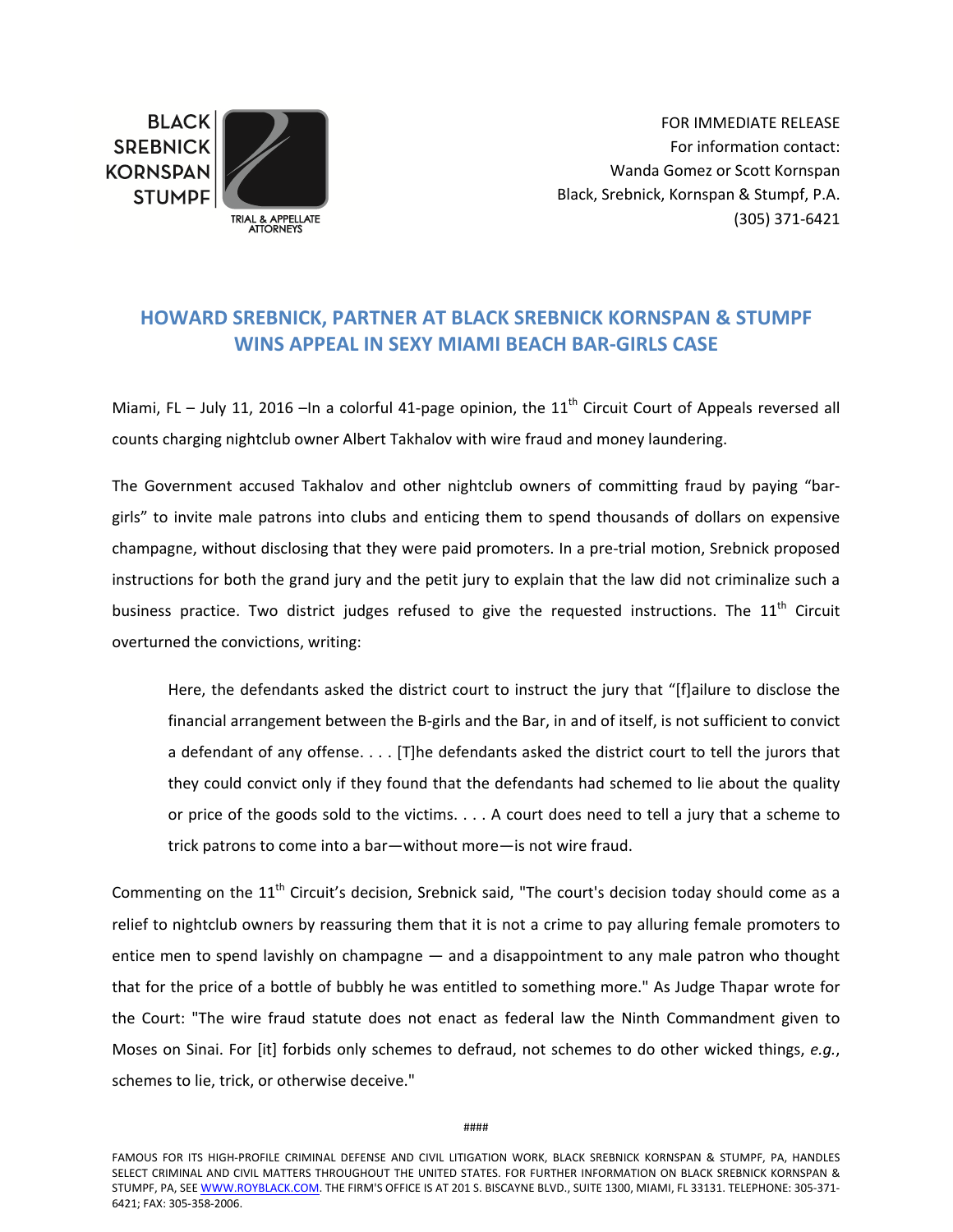BLACK SREBNICK KORNSPAN STUMPF

TRIAL & APPELLATE ATTORNEYS

FOR IMMEDIATE RELEASE
For information contact:
Wanda Gomez or Scott Kornspan
Black, Srebnick, Kornspan & Stumpf, P.A.
(305) 371-6421

## HOWARD SREBNICK, PARTNER AT BLACK SREBNICK KORNSPAN & STUMPF WINS APPEAL IN SEXY MIAMI BEACH BAR-GIRLS CASE

Miami, FL – July 11, 2016 –In a colorful 41-page opinion, the 11th Circuit Court of Appeals reversed all counts charging nightclub owner Albert Takhalov with wire fraud and money laundering.

The Government accused Takhalov and other nightclub owners of committing fraud by paying "bar-girls" to invite male patrons into clubs and enticing them to spend thousands of dollars on expensive champagne, without disclosing that they were paid promoters. In a pre-trial motion, Srebnick proposed instructions for both the grand jury and the petit jury to explain that the law did not criminalize such a business practice. Two district judges refused to give the requested instructions. The 11th Circuit overturned the convictions, writing:

> Here, the defendants asked the district court to instruct the jury that "[f]ailure to disclose the financial arrangement between the B-girls and the Bar, in and of itself, is not sufficient to convict a defendant of any offense. . . . [T]he defendants asked the district court to tell the jurors that they could convict only if they found that the defendants had schemed to lie about the quality or price of the goods sold to the victims. . . . A court does need to tell a jury that a scheme to trick patrons to come into a bar—without more—is not wire fraud.

Commenting on the 11th Circuit's decision, Srebnick said, "The court's decision today should come as a relief to nightclub owners by reassuring them that it is not a crime to pay alluring female promoters to entice men to spend lavishly on champagne — and a disappointment to any male patron who thought that for the price of a bottle of bubbly he was entitled to something more." As Judge Thapar wrote for the Court: "The wire fraud statute does not enact as federal law the Ninth Commandment given to Moses on Sinai. For [it] forbids only schemes to defraud, not schemes to do other wicked things, *e.g.*, schemes to lie, trick, or otherwise deceive."

####

FAMOUS FOR ITS HIGH-PROFILE CRIMINAL DEFENSE AND CIVIL LITIGATION WORK, BLACK SREBNICK KORNSPAN & STUMPF, PA, HANDLES SELECT CRIMINAL AND CIVIL MATTERS THROUGHOUT THE UNITED STATES. FOR FURTHER INFORMATION ON BLACK SREBNICK KORNSPAN & STUMPF, PA, SEE WWW.ROYBLACK.COM. THE FIRM'S OFFICE IS AT 201 S. BISCAYNE BLVD., SUITE 1300, MIAMI, FL 33131. TELEPHONE: 305-371-6421; FAX: 305-358-2006.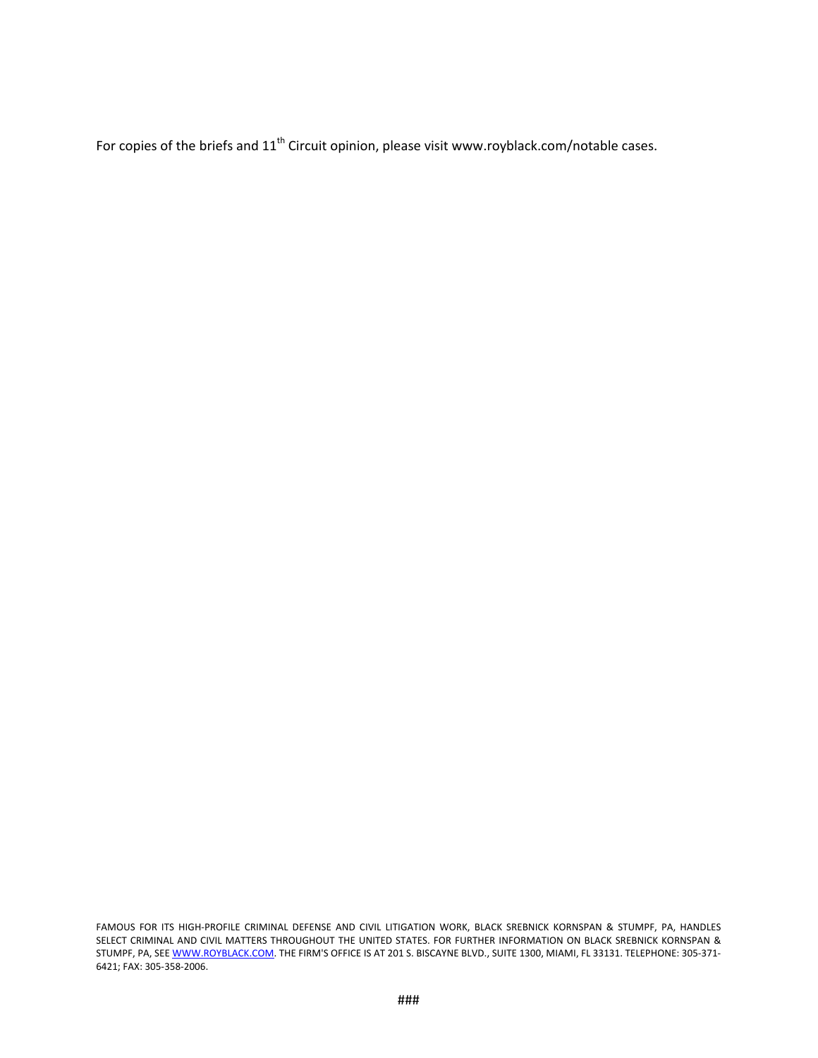For copies of the briefs and 11th Circuit opinion, please visit www.royblack.com/notable cases.

FAMOUS FOR ITS HIGH-PROFILE CRIMINAL DEFENSE AND CIVIL LITIGATION WORK, BLACK SREBNICK KORNSPAN & STUMPF, PA, HANDLES SELECT CRIMINAL AND CIVIL MATTERS THROUGHOUT THE UNITED STATES. FOR FURTHER INFORMATION ON BLACK SREBNICK KORNSPAN & STUMPF, PA, SEE WWW.ROYBLACK.COM. THE FIRM'S OFFICE IS AT 201 S. BISCAYNE BLVD., SUITE 1300, MIAMI, FL 33131. TELEPHONE: 305-371-6421; FAX: 305-358-2006.

###